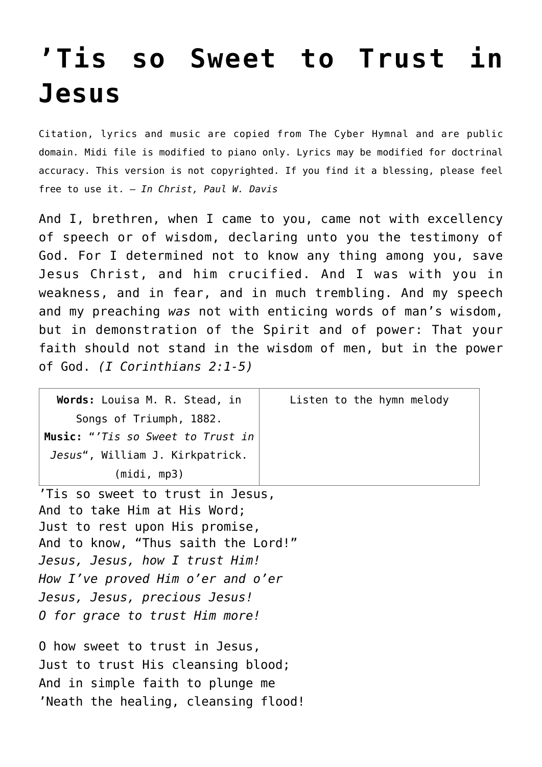# ’Tis so Sweet to Trust in Jesus

Citation, lyrics and music are copied from The Cyber Hymnal and are public domain. Midi file is modified to piano only. Lyrics may be modified for doctrinal accuracy. This version is not copyrighted. If you find it a blessing, please feel free to use it. – *In Christ, Paul W. Davis*

And I, brethren, when I came to you, came not with excellency of speech or of wisdom, declaring unto you the testimony of God. For I determined not to know any thing among you, save Jesus Christ, and him crucified. And I was with you in weakness, and in fear, and in much trembling. And my speech and my preaching *was* not with enticing words of man’s wisdom, but in demonstration of the Spirit and of power: That your faith should not stand in the wisdom of men, but in the power of God. *(I Corinthians 2:1-5)*

| **Words:** Louisa M. R. Stead, in Songs of Triumph, 1882. **Music:** “*’Tis so Sweet to Trust in Jesus*“, William J. Kirkpatrick. (midi, mp3) | Listen to the hymn melody |
|---|---|

’Tis so sweet to trust in Jesus,
And to take Him at His Word;
Just to rest upon His promise,
And to know, “Thus saith the Lord!”
*Jesus, Jesus, how I trust Him!*
*How I’ve proved Him o’er and o’er*
*Jesus, Jesus, precious Jesus!*
*O for grace to trust Him more!*

O how sweet to trust in Jesus,
Just to trust His cleansing blood;
And in simple faith to plunge me
’Neath the healing, cleansing flood!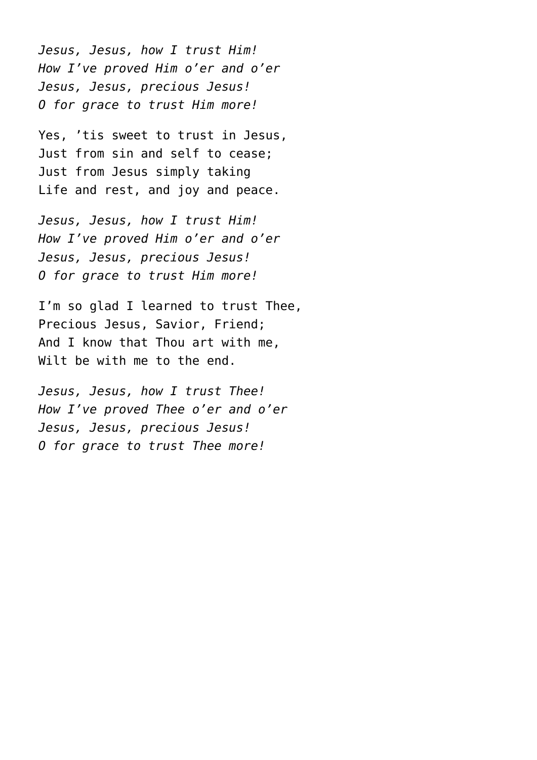*Jesus, Jesus, how I trust Him!*
*How I've proved Him o'er and o'er*
*Jesus, Jesus, precious Jesus!*
*O for grace to trust Him more!*

Yes, 'tis sweet to trust in Jesus,
Just from sin and self to cease;
Just from Jesus simply taking
Life and rest, and joy and peace.

*Jesus, Jesus, how I trust Him!*
*How I've proved Him o'er and o'er*
*Jesus, Jesus, precious Jesus!*
*O for grace to trust Him more!*

I'm so glad I learned to trust Thee,
Precious Jesus, Savior, Friend;
And I know that Thou art with me,
Wilt be with me to the end.

*Jesus, Jesus, how I trust Thee!*
*How I've proved Thee o'er and o'er*
*Jesus, Jesus, precious Jesus!*
*O for grace to trust Thee more!*